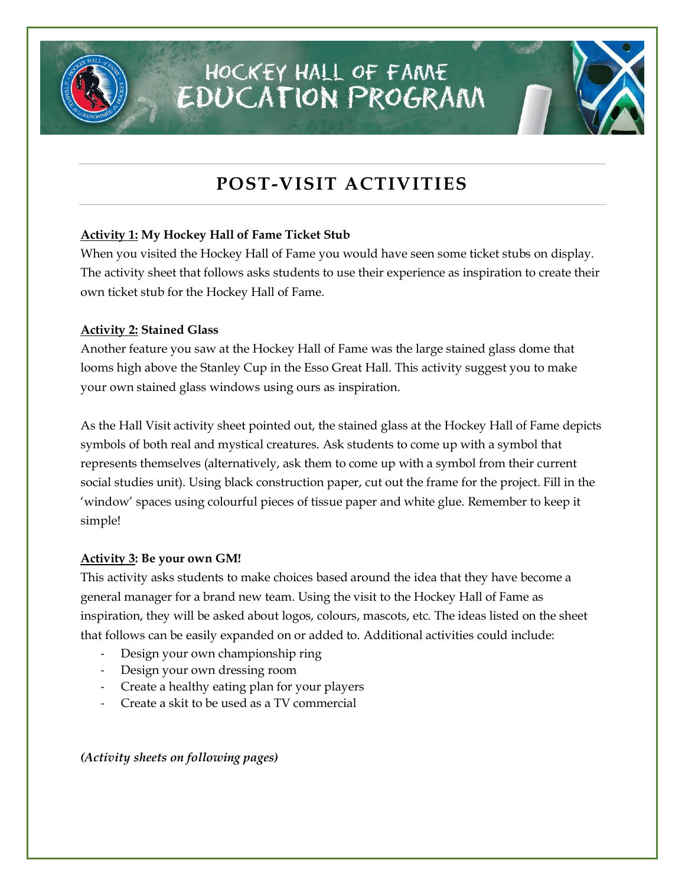# HOCKEY HALL OF FAME EDUCATION PROGRAM

## POST-VISIT ACTIVITIES

**Activity 1: My Hockey Hall of Fame Ticket Stub**

When you visited the Hockey Hall of Fame you would have seen some ticket stubs on display. The activity sheet that follows asks students to use their experience as inspiration to create their own ticket stub for the Hockey Hall of Fame.

**Activity 2: Stained Glass**

Another feature you saw at the Hockey Hall of Fame was the large stained glass dome that looms high above the Stanley Cup in the Esso Great Hall. This activity suggest you to make your own stained glass windows using ours as inspiration.

As the Hall Visit activity sheet pointed out, the stained glass at the Hockey Hall of Fame depicts symbols of both real and mystical creatures. Ask students to come up with a symbol that represents themselves (alternatively, ask them to come up with a symbol from their current social studies unit). Using black construction paper, cut out the frame for the project. Fill in the 'window' spaces using colourful pieces of tissue paper and white glue. Remember to keep it simple!

**Activity 3: Be your own GM!**

This activity asks students to make choices based around the idea that they have become a general manager for a brand new team. Using the visit to the Hockey Hall of Fame as inspiration, they will be asked about logos, colours, mascots, etc. The ideas listed on the sheet that follows can be easily expanded on or added to. Additional activities could include:

- Design your own championship ring
- Design your own dressing room
- Create a healthy eating plan for your players
- Create a skit to be used as a TV commercial

***(Activity sheets on following pages)***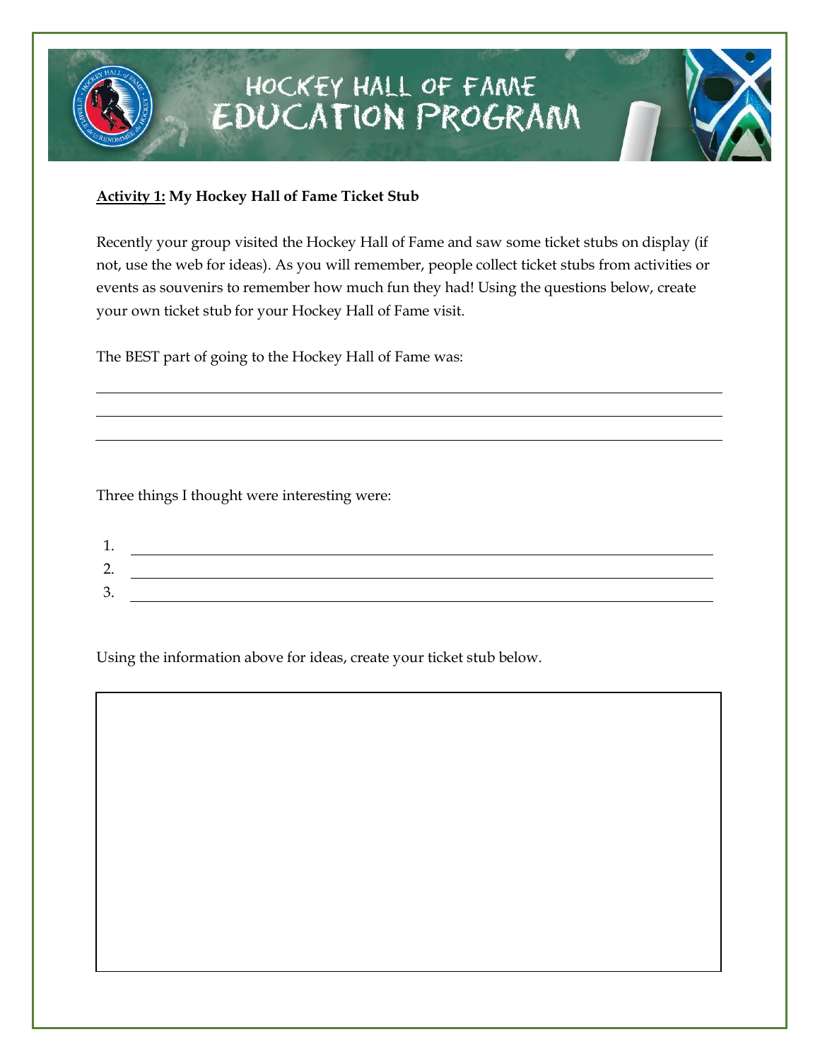# HOCKEY HALL OF FAME EDUCATION PROGRAM

**<u>Activity 1:</u> My Hockey Hall of Fame Ticket Stub**

Recently your group visited the Hockey Hall of Fame and saw some ticket stubs on display (if not, use the web for ideas). As you will remember, people collect ticket stubs from activities or events as souvenirs to remember how much fun they had! Using the questions below, create your own ticket stub for your Hockey Hall of Fame visit.

The BEST part of going to the Hockey Hall of Fame was:

\_\_\_\_\_\_\_\_\_\_\_\_\_\_\_\_\_\_\_\_\_\_\_\_\_\_\_\_\_\_\_\_\_\_\_\_\_\_\_\_\_\_\_\_\_\_\_\_\_\_\_\_\_\_\_\_\_\_\_\_

\_\_\_\_\_\_\_\_\_\_\_\_\_\_\_\_\_\_\_\_\_\_\_\_\_\_\_\_\_\_\_\_\_\_\_\_\_\_\_\_\_\_\_\_\_\_\_\_\_\_\_\_\_\_\_\_\_\_\_\_

\_\_\_\_\_\_\_\_\_\_\_\_\_\_\_\_\_\_\_\_\_\_\_\_\_\_\_\_\_\_\_\_\_\_\_\_\_\_\_\_\_\_\_\_\_\_\_\_\_\_\_\_\_\_\_\_\_\_\_\_

Three things I thought were interesting were:

1. \_\_\_\_\_\_\_\_\_\_\_\_\_\_\_\_\_\_\_\_\_\_\_\_\_\_\_\_\_\_\_\_\_\_\_\_\_\_\_\_\_\_\_\_\_\_\_\_\_\_\_\_\_\_\_\_
2. \_\_\_\_\_\_\_\_\_\_\_\_\_\_\_\_\_\_\_\_\_\_\_\_\_\_\_\_\_\_\_\_\_\_\_\_\_\_\_\_\_\_\_\_\_\_\_\_\_\_\_\_\_\_\_\_
3. \_\_\_\_\_\_\_\_\_\_\_\_\_\_\_\_\_\_\_\_\_\_\_\_\_\_\_\_\_\_\_\_\_\_\_\_\_\_\_\_\_\_\_\_\_\_\_\_\_\_\_\_\_\_\_\_

Using the information above for ideas, create your ticket stub below.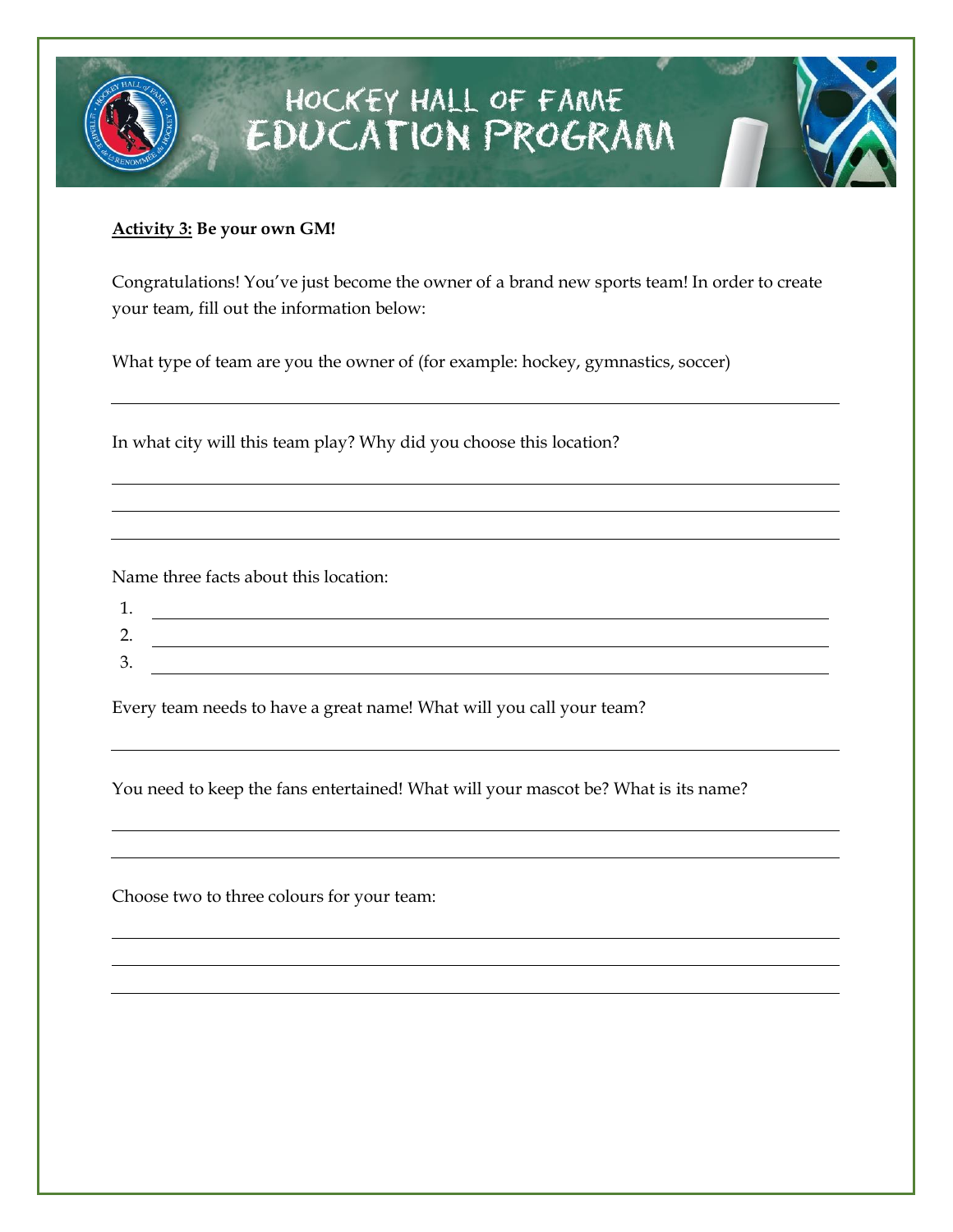**Activity 3: Be your own GM!**

Congratulations! You've just become the owner of a brand new sports team! In order to create your team, fill out the information below:

What type of team are you the owner of (for example: hockey, gymnastics, soccer)

______________________________________________________________________

In what city will this team play? Why did you choose this location?

______________________________________________________________________

______________________________________________________________________

______________________________________________________________________

Name three facts about this location:

1. ________________________________________________________________
2. ________________________________________________________________
3. ________________________________________________________________

Every team needs to have a great name! What will you call your team?

______________________________________________________________________

You need to keep the fans entertained! What will your mascot be? What is its name?

______________________________________________________________________

______________________________________________________________________

Choose two to three colours for your team:

______________________________________________________________________

______________________________________________________________________

______________________________________________________________________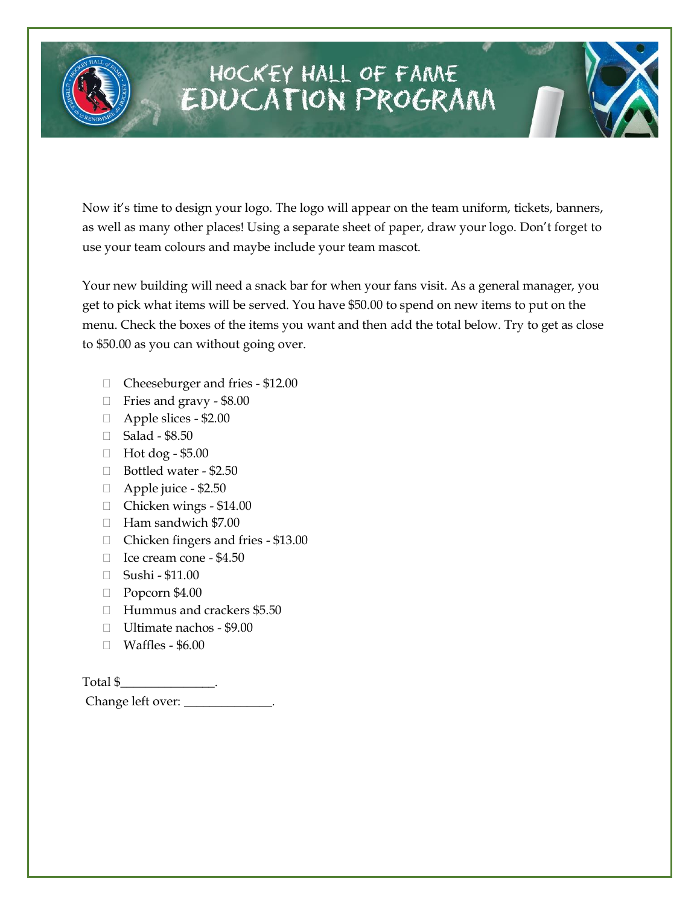# HOCKEY HALL OF FAME EDUCATION PROGRAM

Now it's time to design your logo. The logo will appear on the team uniform, tickets, banners, as well as many other places! Using a separate sheet of paper, draw your logo. Don't forget to use your team colours and maybe include your team mascot.

Your new building will need a snack bar for when your fans visit. As a general manager, you get to pick what items will be served. You have $50.00 to spend on new items to put on the menu. Check the boxes of the items you want and then add the total below. Try to get as close to $50.00 as you can without going over.

- ☐ Cheeseburger and fries - $12.00
- ☐ Fries and gravy - $8.00
- ☐ Apple slices - $2.00
- ☐ Salad - $8.50
- ☐ Hot dog - $5.00
- ☐ Bottled water - $2.50
- ☐ Apple juice - $2.50
- ☐ Chicken wings - $14.00
- ☐ Ham sandwich $7.00
- ☐ Chicken fingers and fries - $13.00
- ☐ Ice cream cone - $4.50
- ☐ Sushi - $11.00
- ☐ Popcorn $4.00
- ☐ Hummus and crackers $5.50
- ☐ Ultimate nachos - $9.00
- ☐ Waffles - $6.00

Total $_______________.

Change left over: ______________.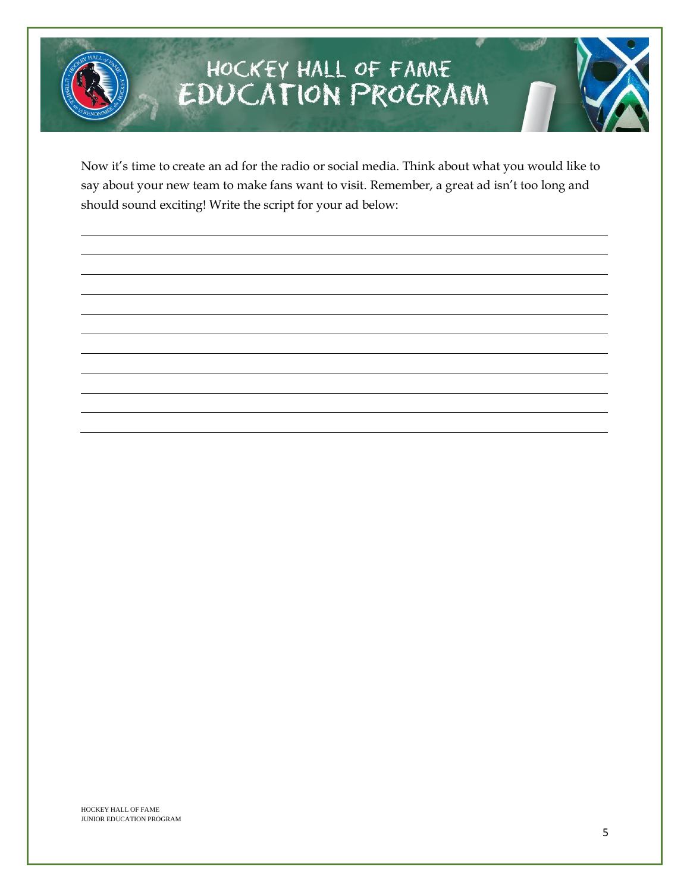# HOCKEY HALL OF FAME EDUCATION PROGRAM

Now it's time to create an ad for the radio or social media. Think about what you would like to say about your new team to make fans want to visit. Remember, a great ad isn't too long and should sound exciting! Write the script for your ad below:

\_\_\_\_\_\_\_\_\_\_\_\_\_\_\_\_\_\_\_\_\_\_\_\_\_\_\_\_\_\_\_\_\_\_\_\_\_\_\_\_\_\_\_\_\_\_\_\_\_\_\_\_\_\_\_\_\_\_\_\_\_\_\_\_\_\_\_\_\_\_\_\_

\_\_\_\_\_\_\_\_\_\_\_\_\_\_\_\_\_\_\_\_\_\_\_\_\_\_\_\_\_\_\_\_\_\_\_\_\_\_\_\_\_\_\_\_\_\_\_\_\_\_\_\_\_\_\_\_\_\_\_\_\_\_\_\_\_\_\_\_\_\_\_\_

\_\_\_\_\_\_\_\_\_\_\_\_\_\_\_\_\_\_\_\_\_\_\_\_\_\_\_\_\_\_\_\_\_\_\_\_\_\_\_\_\_\_\_\_\_\_\_\_\_\_\_\_\_\_\_\_\_\_\_\_\_\_\_\_\_\_\_\_\_\_\_\_

\_\_\_\_\_\_\_\_\_\_\_\_\_\_\_\_\_\_\_\_\_\_\_\_\_\_\_\_\_\_\_\_\_\_\_\_\_\_\_\_\_\_\_\_\_\_\_\_\_\_\_\_\_\_\_\_\_\_\_\_\_\_\_\_\_\_\_\_\_\_\_\_

\_\_\_\_\_\_\_\_\_\_\_\_\_\_\_\_\_\_\_\_\_\_\_\_\_\_\_\_\_\_\_\_\_\_\_\_\_\_\_\_\_\_\_\_\_\_\_\_\_\_\_\_\_\_\_\_\_\_\_\_\_\_\_\_\_\_\_\_\_\_\_\_

\_\_\_\_\_\_\_\_\_\_\_\_\_\_\_\_\_\_\_\_\_\_\_\_\_\_\_\_\_\_\_\_\_\_\_\_\_\_\_\_\_\_\_\_\_\_\_\_\_\_\_\_\_\_\_\_\_\_\_\_\_\_\_\_\_\_\_\_\_\_\_\_

\_\_\_\_\_\_\_\_\_\_\_\_\_\_\_\_\_\_\_\_\_\_\_\_\_\_\_\_\_\_\_\_\_\_\_\_\_\_\_\_\_\_\_\_\_\_\_\_\_\_\_\_\_\_\_\_\_\_\_\_\_\_\_\_\_\_\_\_\_\_\_\_

\_\_\_\_\_\_\_\_\_\_\_\_\_\_\_\_\_\_\_\_\_\_\_\_\_\_\_\_\_\_\_\_\_\_\_\_\_\_\_\_\_\_\_\_\_\_\_\_\_\_\_\_\_\_\_\_\_\_\_\_\_\_\_\_\_\_\_\_\_\_\_\_

\_\_\_\_\_\_\_\_\_\_\_\_\_\_\_\_\_\_\_\_\_\_\_\_\_\_\_\_\_\_\_\_\_\_\_\_\_\_\_\_\_\_\_\_\_\_\_\_\_\_\_\_\_\_\_\_\_\_\_\_\_\_\_\_\_\_\_\_\_\_\_\_

\_\_\_\_\_\_\_\_\_\_\_\_\_\_\_\_\_\_\_\_\_\_\_\_\_\_\_\_\_\_\_\_\_\_\_\_\_\_\_\_\_\_\_\_\_\_\_\_\_\_\_\_\_\_\_\_\_\_\_\_\_\_\_\_\_\_\_\_\_\_\_\_

\_\_\_\_\_\_\_\_\_\_\_\_\_\_\_\_\_\_\_\_\_\_\_\_\_\_\_\_\_\_\_\_\_\_\_\_\_\_\_\_\_\_\_\_\_\_\_\_\_\_\_\_\_\_\_\_\_\_\_\_\_\_\_\_\_\_\_\_\_\_\_\_